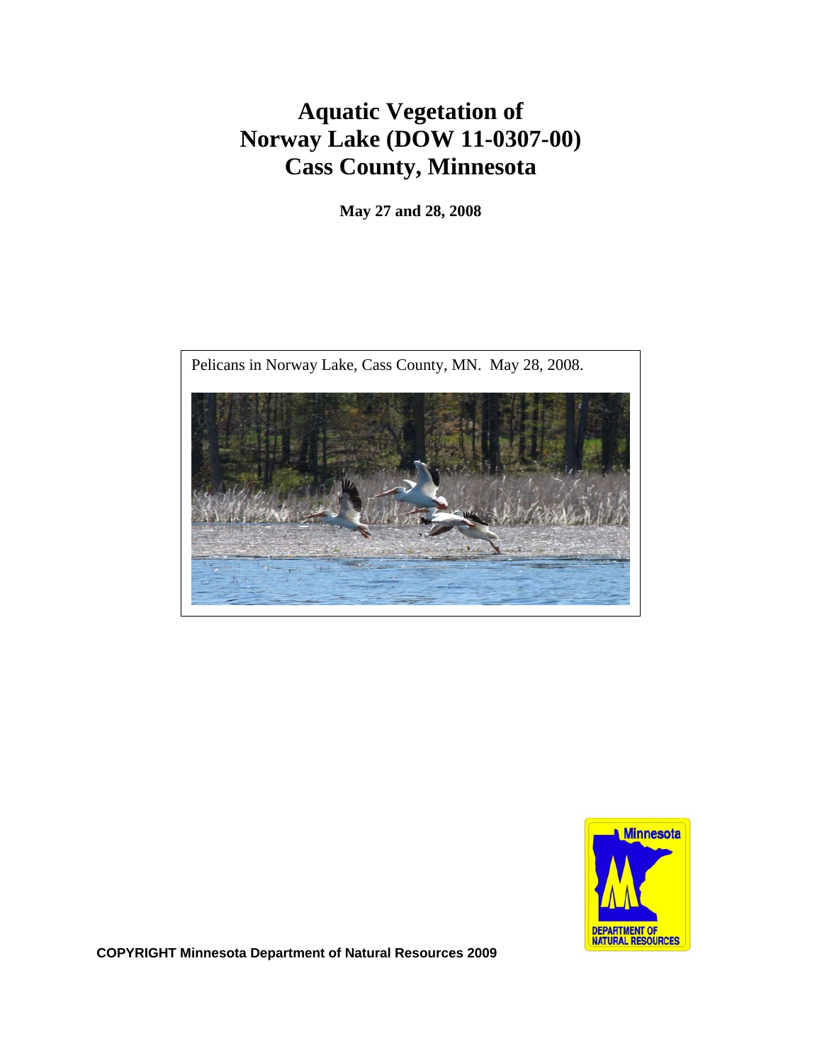# Aquatic Vegetation of Norway Lake (DOW 11-0307-00) Cass County, Minnesota

**May 27 and 28, 2008**

Pelicans in Norway Lake, Cass County, MN. May 28, 2008.

**COPYRIGHT Minnesota Department of Natural Resources 2009**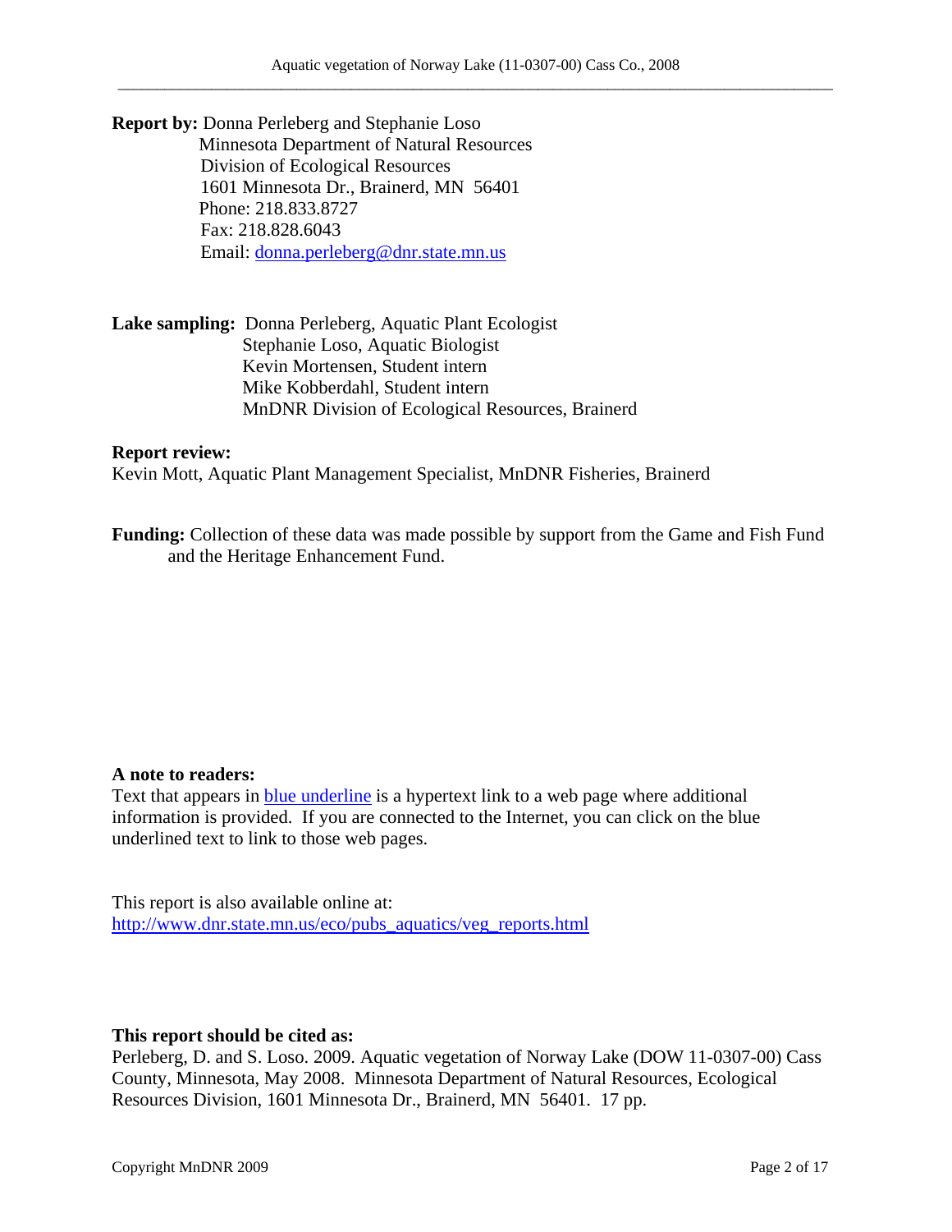**Report by:** Donna Perleberg and Stephanie Loso
Minnesota Department of Natural Resources
Division of Ecological Resources
1601 Minnesota Dr., Brainerd, MN 56401
Phone: 218.833.8727
Fax: 218.828.6043
Email: [donna.perleberg@dnr.state.mn.us](mailto:donna.perleberg@dnr.state.mn.us)

**Lake sampling:** Donna Perleberg, Aquatic Plant Ecologist
Stephanie Loso, Aquatic Biologist
Kevin Mortensen, Student intern
Mike Kobberdahl, Student intern
MnDNR Division of Ecological Resources, Brainerd

**Report review:**
Kevin Mott, Aquatic Plant Management Specialist, MnDNR Fisheries, Brainerd

**Funding:** Collection of these data was made possible by support from the Game and Fish Fund and the Heritage Enhancement Fund.

**A note to readers:**
Text that appears in blue underline is a hypertext link to a web page where additional information is provided. If you are connected to the Internet, you can click on the blue underlined text to link to those web pages.

This report is also available online at:
http://www.dnr.state.mn.us/eco/pubs_aquatics/veg_reports.html

**This report should be cited as:**
Perleberg, D. and S. Loso. 2009. Aquatic vegetation of Norway Lake (DOW 11-0307-00) Cass County, Minnesota, May 2008. Minnesota Department of Natural Resources, Ecological Resources Division, 1601 Minnesota Dr., Brainerd, MN 56401. 17 pp.

Copyright MnDNR 2009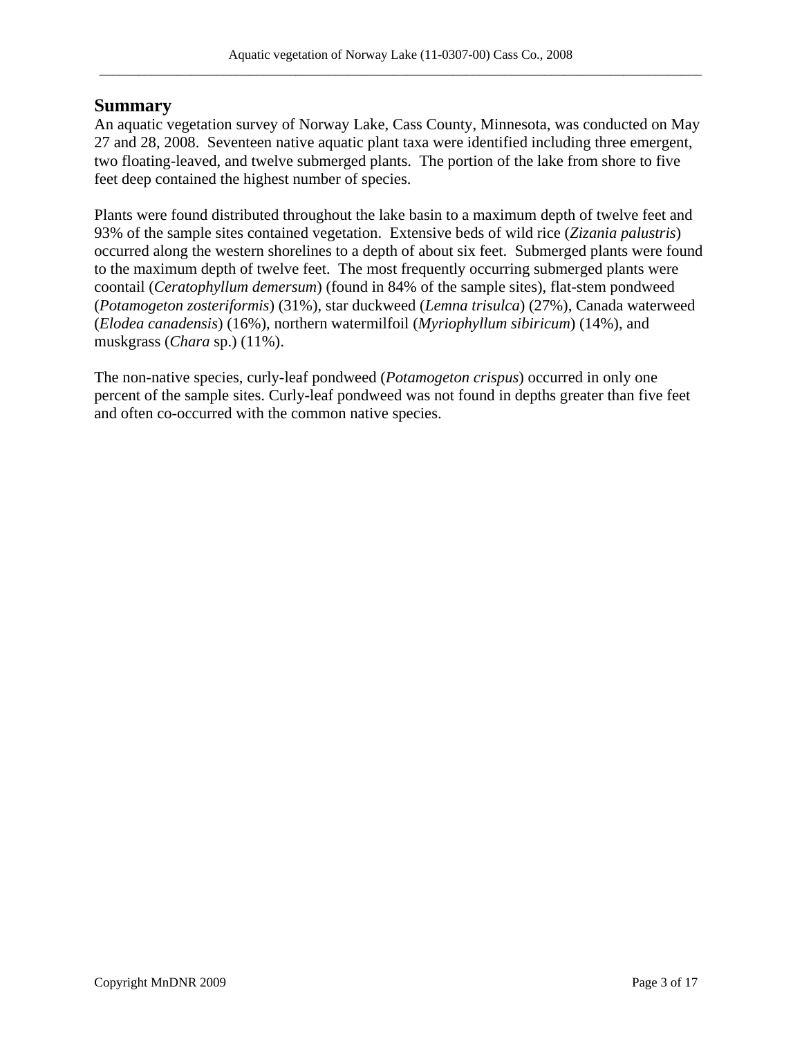## Summary

An aquatic vegetation survey of Norway Lake, Cass County, Minnesota, was conducted on May 27 and 28, 2008. Seventeen native aquatic plant taxa were identified including three emergent, two floating-leaved, and twelve submerged plants. The portion of the lake from shore to five feet deep contained the highest number of species.

Plants were found distributed throughout the lake basin to a maximum depth of twelve feet and 93% of the sample sites contained vegetation. Extensive beds of wild rice (*Zizania palustris*) occurred along the western shorelines to a depth of about six feet. Submerged plants were found to the maximum depth of twelve feet. The most frequently occurring submerged plants were coontail (*Ceratophyllum demersum*) (found in 84% of the sample sites), flat-stem pondweed (*Potamogeton zosteriformis*) (31%), star duckweed (*Lemna trisulca*) (27%), Canada waterweed (*Elodea canadensis*) (16%), northern watermilfoil (*Myriophyllum sibiricum*) (14%), and muskgrass (*Chara* sp.) (11%).

The non-native species, curly-leaf pondweed (*Potamogeton crispus*) occurred in only one percent of the sample sites. Curly-leaf pondweed was not found in depths greater than five feet and often co-occurred with the common native species.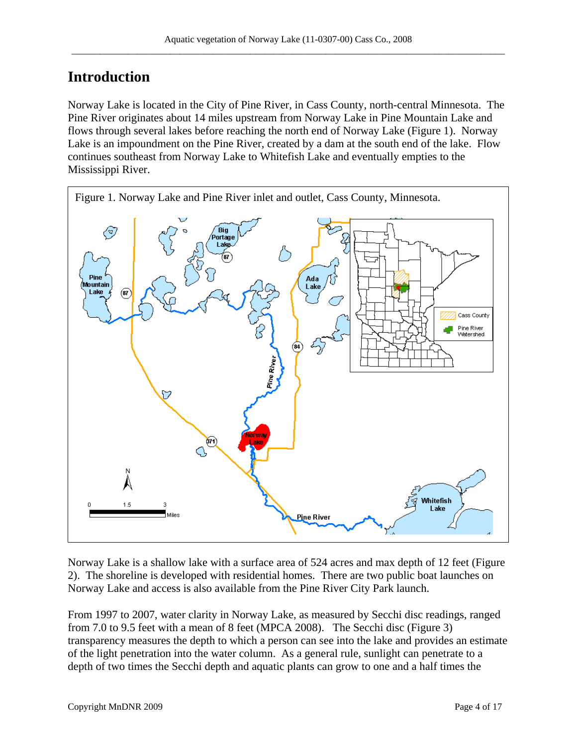# Introduction

Norway Lake is located in the City of Pine River, in Cass County, north-central Minnesota. The Pine River originates about 14 miles upstream from Norway Lake in Pine Mountain Lake and flows through several lakes before reaching the north end of Norway Lake (Figure 1). Norway Lake is an impoundment on the Pine River, created by a dam at the south end of the lake. Flow continues southeast from Norway Lake to Whitefish Lake and eventually empties to the Mississippi River.

Figure 1. Norway Lake and Pine River inlet and outlet, Cass County, Minnesota.

Norway Lake is a shallow lake with a surface area of 524 acres and max depth of 12 feet (Figure 2). The shoreline is developed with residential homes. There are two public boat launches on Norway Lake and access is also available from the Pine River City Park launch.

From 1997 to 2007, water clarity in Norway Lake, as measured by Secchi disc readings, ranged from 7.0 to 9.5 feet with a mean of 8 feet (MPCA 2008). The Secchi disc (Figure 3) transparency measures the depth to which a person can see into the lake and provides an estimate of the light penetration into the water column. As a general rule, sunlight can penetrate to a depth of two times the Secchi depth and aquatic plants can grow to one and a half times the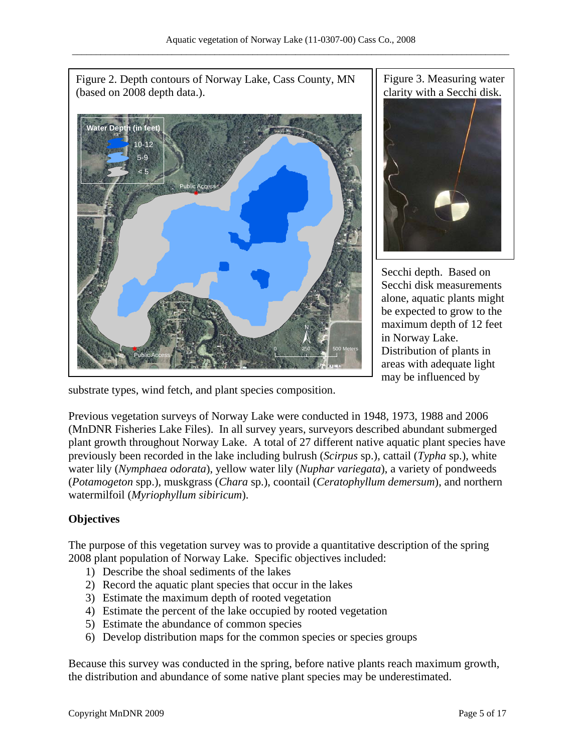Figure 2. Depth contours of Norway Lake, Cass County, MN (based on 2008 depth data.).

Figure 3. Measuring water clarity with a Secchi disk.

Secchi depth. Based on Secchi disk measurements alone, aquatic plants might be expected to grow to the maximum depth of 12 feet in Norway Lake. Distribution of plants in areas with adequate light may be influenced by substrate types, wind fetch, and plant species composition.

Previous vegetation surveys of Norway Lake were conducted in 1948, 1973, 1988 and 2006 (MnDNR Fisheries Lake Files). In all survey years, surveyors described abundant submerged plant growth throughout Norway Lake. A total of 27 different native aquatic plant species have previously been recorded in the lake including bulrush (*Scirpus* sp.), cattail (*Typha* sp.), white water lily (*Nymphaea odorata*), yellow water lily (*Nuphar variegata*), a variety of pondweeds (*Potamogeton* spp.), muskgrass (*Chara* sp.), coontail (*Ceratophyllum demersum*), and northern watermilfoil (*Myriophyllum sibiricum*).

**Objectives**

The purpose of this vegetation survey was to provide a quantitative description of the spring 2008 plant population of Norway Lake. Specific objectives included:

1) Describe the shoal sediments of the lakes
2) Record the aquatic plant species that occur in the lakes
3) Estimate the maximum depth of rooted vegetation
4) Estimate the percent of the lake occupied by rooted vegetation
5) Estimate the abundance of common species
6) Develop distribution maps for the common species or species groups

Because this survey was conducted in the spring, before native plants reach maximum growth, the distribution and abundance of some native plant species may be underestimated.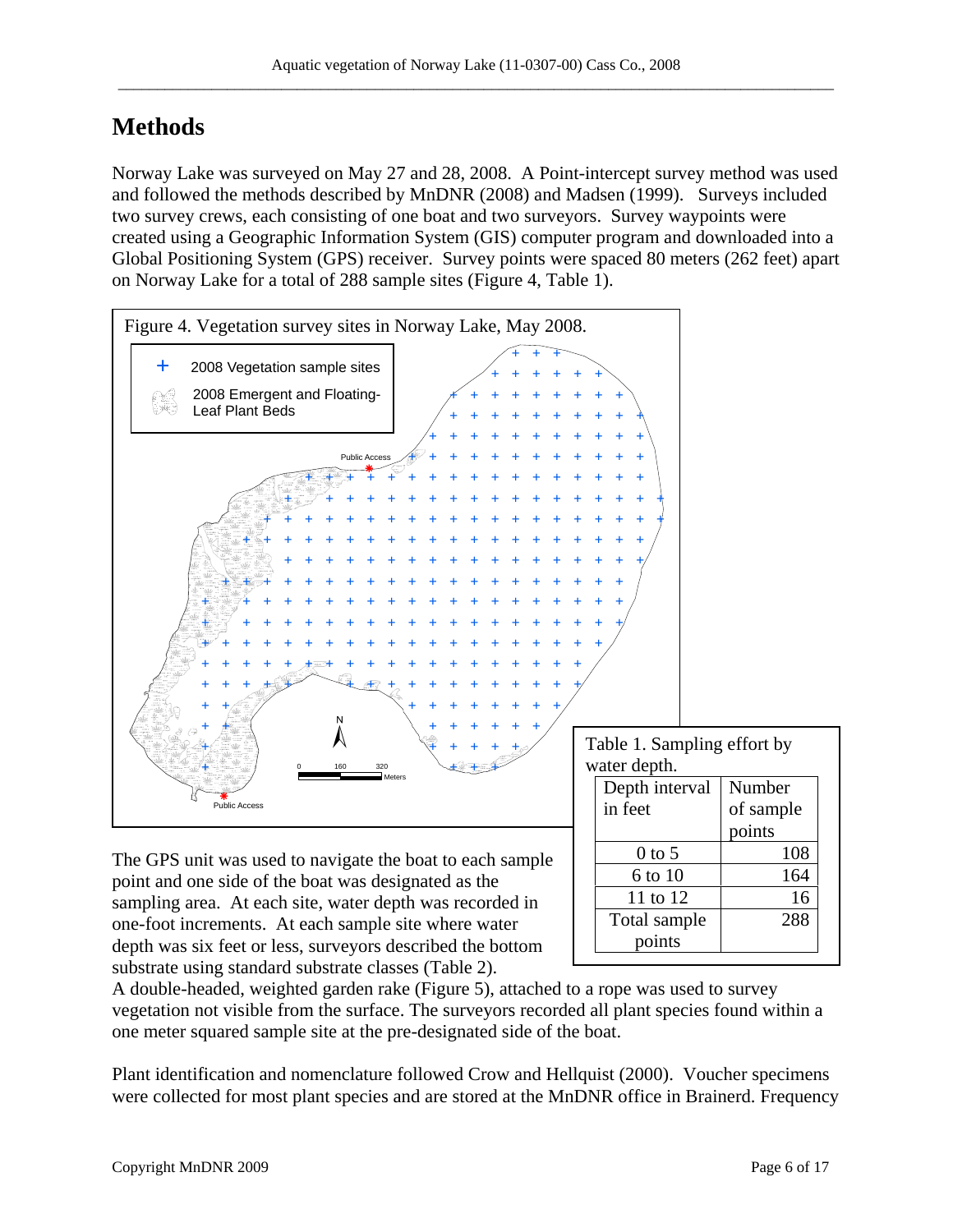# Methods

Norway Lake was surveyed on May 27 and 28, 2008. A Point-intercept survey method was used and followed the methods described by MnDNR (2008) and Madsen (1999). Surveys included two survey crews, each consisting of one boat and two surveyors. Survey waypoints were created using a Geographic Information System (GIS) computer program and downloaded into a Global Positioning System (GPS) receiver. Survey points were spaced 80 meters (262 feet) apart on Norway Lake for a total of 288 sample sites (Figure 4, Table 1).

Figure 4. Vegetation survey sites in Norway Lake, May 2008.

Table 1. Sampling effort by water depth.

| Depth interval in feet | Number of sample points |
|---|---|
| 0 to 5 | 108 |
| 6 to 10 | 164 |
| 11 to 12 | 16 |
| Total sample points | 288 |

The GPS unit was used to navigate the boat to each sample point and one side of the boat was designated as the sampling area. At each site, water depth was recorded in one-foot increments. At each sample site where water depth was six feet or less, surveyors described the bottom substrate using standard substrate classes (Table 2). A double-headed, weighted garden rake (Figure 5), attached to a rope was used to survey vegetation not visible from the surface. The surveyors recorded all plant species found within a one meter squared sample site at the pre-designated side of the boat.

Plant identification and nomenclature followed Crow and Hellquist (2000). Voucher specimens were collected for most plant species and are stored at the MnDNR office in Brainerd. Frequency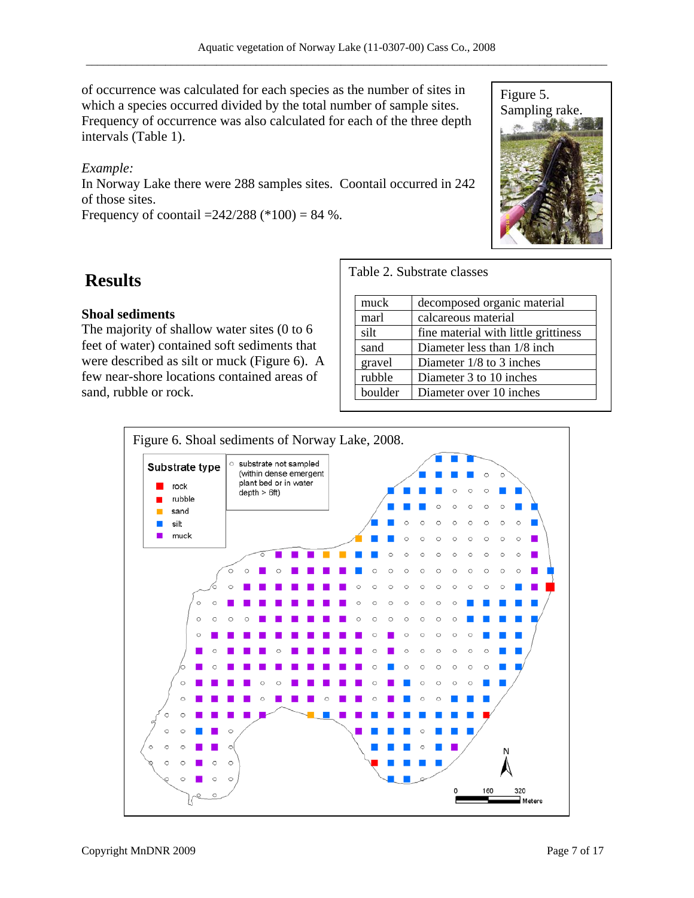of occurrence was calculated for each species as the number of sites in which a species occurred divided by the total number of sample sites. Frequency of occurrence was also calculated for each of the three depth intervals (Table 1).

*Example:*
In Norway Lake there were 288 samples sites. Coontail occurred in 242 of those sites.
Frequency of coontail =242/288 (*100) = 84 %.

Figure 5. Sampling rake.

# Results

### Shoal sediments

The majority of shallow water sites (0 to 6 feet of water) contained soft sediments that were described as silt or muck (Figure 6). A few near-shore locations contained areas of sand, rubble or rock.

Table 2. Substrate classes

| | |
|---|---|
| muck | decomposed organic material |
| marl | calcareous material |
| silt | fine material with little grittiness |
| sand | Diameter less than 1/8 inch |
| gravel | Diameter 1/8 to 3 inches |
| rubble | Diameter 3 to 10 inches |
| boulder | Diameter over 10 inches |

Figure 6. Shoal sediments of Norway Lake, 2008.

Substrate type: rock, rubble, sand, silt, muck; ○ substrate not sampled (within dense emergent plant bed or in water depth > 6ft)

0 160 320 Meters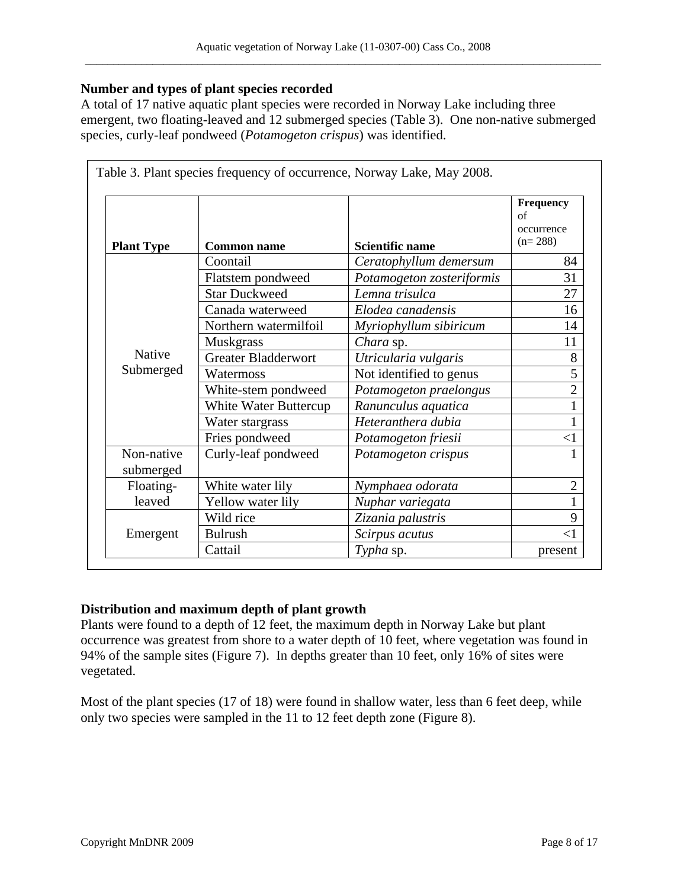**Number and types of plant species recorded**

A total of 17 native aquatic plant species were recorded in Norway Lake including three emergent, two floating-leaved and 12 submerged species (Table 3). One non-native submerged species, curly-leaf pondweed (*Potamogeton crispus*) was identified.

Table 3. Plant species frequency of occurrence, Norway Lake, May 2008.

| Plant Type | Common name | Scientific name | Frequency of occurrence (n= 288) |
|---|---|---|---|
| Native Submerged | Coontail | *Ceratophyllum demersum* | 84 |
| | Flatstem pondweed | *Potamogeton zosteriformis* | 31 |
| | Star Duckweed | *Lemna trisulca* | 27 |
| | Canada waterweed | *Elodea canadensis* | 16 |
| | Northern watermilfoil | *Myriophyllum sibiricum* | 14 |
| | Muskgrass | *Chara* sp. | 11 |
| | Greater Bladderwort | *Utricularia vulgaris* | 8 |
| | Watermoss | Not identified to genus | 5 |
| | White-stem pondweed | *Potamogeton praelongus* | 2 |
| | White Water Buttercup | *Ranunculus aquatica* | 1 |
| | Water stargrass | *Heteranthera dubia* | 1 |
| | Fries pondweed | *Potamogeton friesii* | <1 |
| Non-native submerged | Curly-leaf pondweed | *Potamogeton crispus* | 1 |
| Floating-leaved | White water lily | *Nymphaea odorata* | 2 |
| | Yellow water lily | *Nuphar variegata* | 1 |
| Emergent | Wild rice | *Zizania palustris* | 9 |
| | Bulrush | *Scirpus acutus* | <1 |
| | Cattail | *Typha* sp. | present |

**Distribution and maximum depth of plant growth**

Plants were found to a depth of 12 feet, the maximum depth in Norway Lake but plant occurrence was greatest from shore to a water depth of 10 feet, where vegetation was found in 94% of the sample sites (Figure 7). In depths greater than 10 feet, only 16% of sites were vegetated.

Most of the plant species (17 of 18) were found in shallow water, less than 6 feet deep, while only two species were sampled in the 11 to 12 feet depth zone (Figure 8).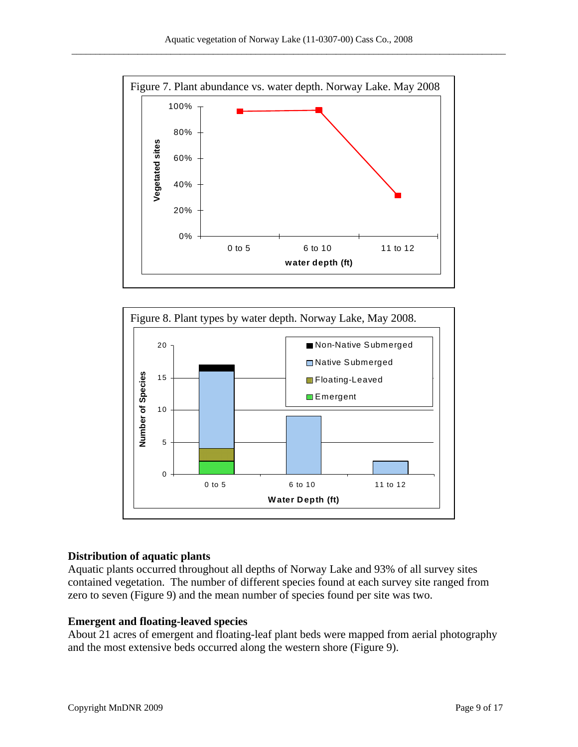Figure 7. Plant abundance vs. water depth. Norway Lake. May 2008

Figure 8. Plant types by water depth. Norway Lake, May 2008.

## Distribution of aquatic plants

Aquatic plants occurred throughout all depths of Norway Lake and 93% of all survey sites contained vegetation. The number of different species found at each survey site ranged from zero to seven (Figure 9) and the mean number of species found per site was two.

## Emergent and floating-leaved species

About 21 acres of emergent and floating-leaf plant beds were mapped from aerial photography and the most extensive beds occurred along the western shore (Figure 9).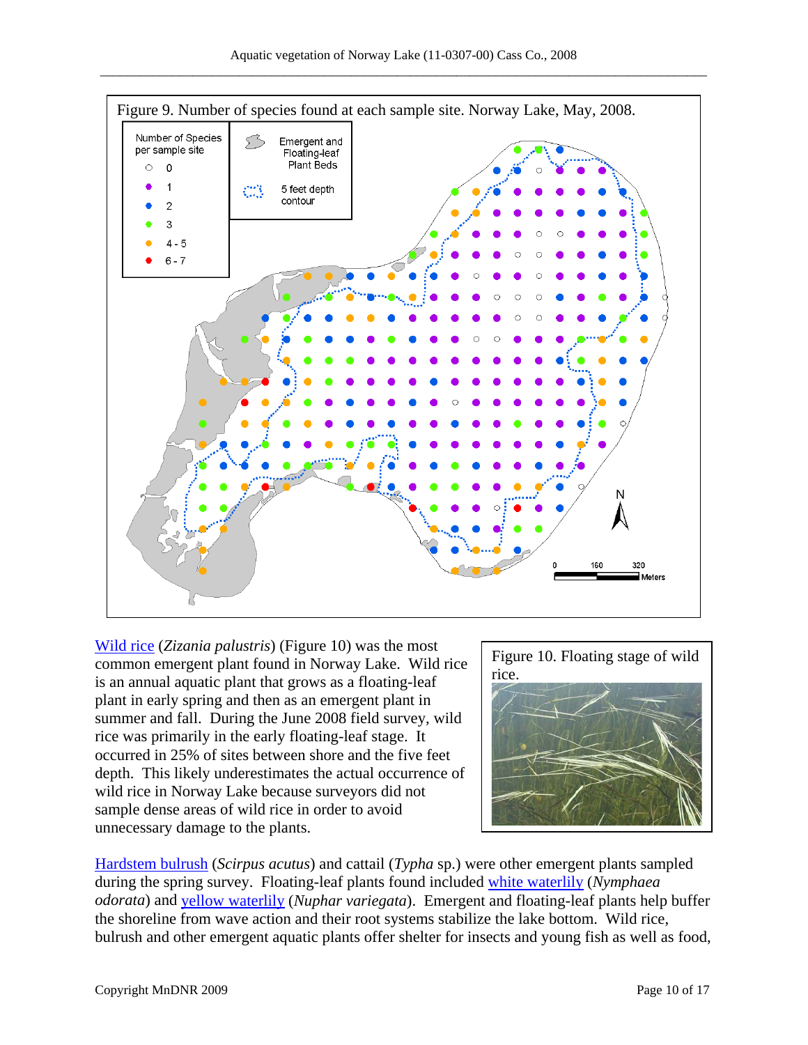Figure 9. Number of species found at each sample site. Norway Lake, May, 2008.

Figure 10. Floating stage of wild rice.

Wild rice (*Zizania palustris*) (Figure 10) was the most common emergent plant found in Norway Lake. Wild rice is an annual aquatic plant that grows as a floating-leaf plant in early spring and then as an emergent plant in summer and fall. During the June 2008 field survey, wild rice was primarily in the early floating-leaf stage. It occurred in 25% of sites between shore and the five feet depth. This likely underestimates the actual occurrence of wild rice in Norway Lake because surveyors did not sample dense areas of wild rice in order to avoid unnecessary damage to the plants.

Hardstem bulrush (*Scirpus acutus*) and cattail (*Typha* sp.) were other emergent plants sampled during the spring survey. Floating-leaf plants found included white waterlily (*Nymphaea odorata*) and yellow waterlily (*Nuphar variegata*). Emergent and floating-leaf plants help buffer the shoreline from wave action and their root systems stabilize the lake bottom. Wild rice, bulrush and other emergent aquatic plants offer shelter for insects and young fish as well as food,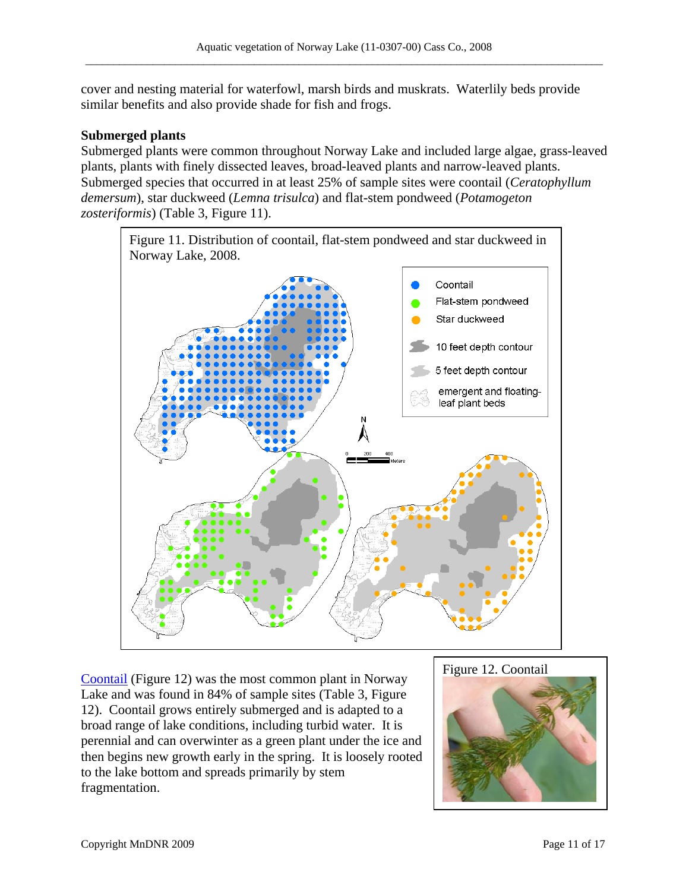cover and nesting material for waterfowl, marsh birds and muskrats. Waterlily beds provide similar benefits and also provide shade for fish and frogs.

**Submerged plants**

Submerged plants were common throughout Norway Lake and included large algae, grass-leaved plants, plants with finely dissected leaves, broad-leaved plants and narrow-leaved plants. Submerged species that occurred in at least 25% of sample sites were coontail (*Ceratophyllum demersum*), star duckweed (*Lemna trisulca*) and flat-stem pondweed (*Potamogeton zosteriformis*) (Table 3, Figure 11).

Figure 11. Distribution of coontail, flat-stem pondweed and star duckweed in Norway Lake, 2008.

Coontail (Figure 12) was the most common plant in Norway Lake and was found in 84% of sample sites (Table 3, Figure 12). Coontail grows entirely submerged and is adapted to a broad range of lake conditions, including turbid water. It is perennial and can overwinter as a green plant under the ice and then begins new growth early in the spring. It is loosely rooted to the lake bottom and spreads primarily by stem fragmentation.

Figure 12. Coontail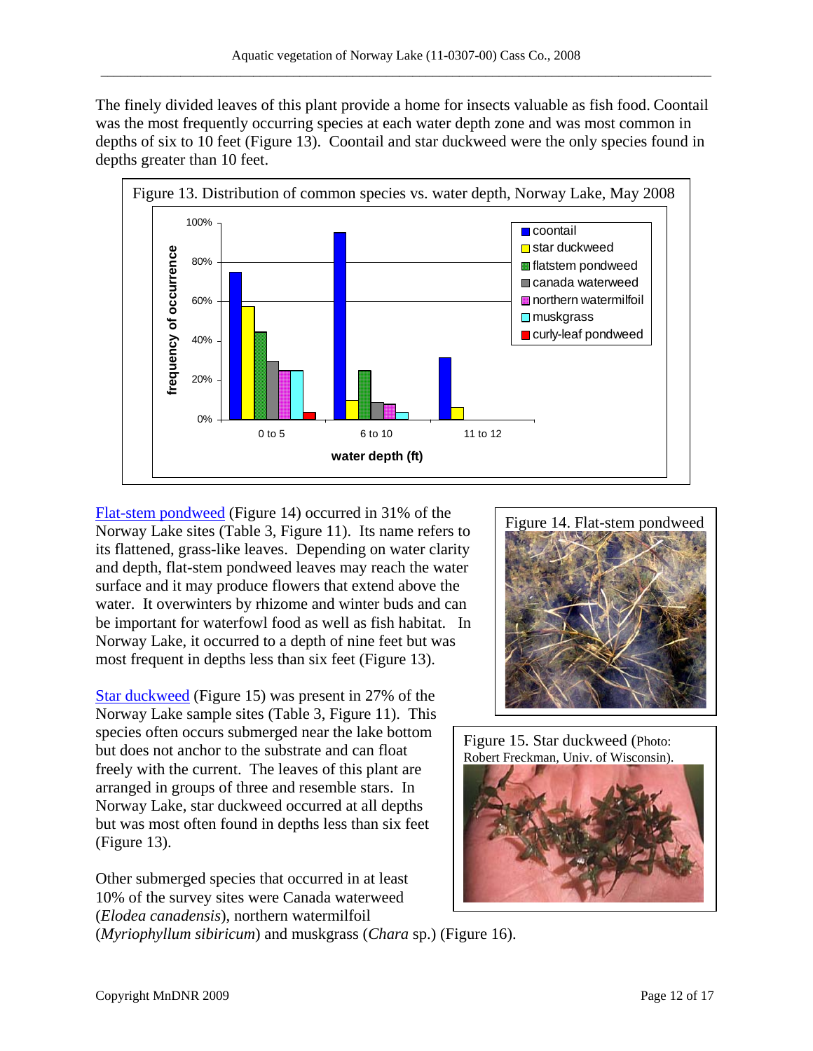The finely divided leaves of this plant provide a home for insects valuable as fish food. Coontail was the most frequently occurring species at each water depth zone and was most common in depths of six to 10 feet (Figure 13). Coontail and star duckweed were the only species found in depths greater than 10 feet.

Figure 13. Distribution of common species vs. water depth, Norway Lake, May 2008

Figure 14. Flat-stem pondweed

[Flat-stem pondweed](#) (Figure 14) occurred in 31% of the Norway Lake sites (Table 3, Figure 11). Its name refers to its flattened, grass-like leaves. Depending on water clarity and depth, flat-stem pondweed leaves may reach the water surface and it may produce flowers that extend above the water. It overwinters by rhizome and winter buds and can be important for waterfowl food as well as fish habitat. In Norway Lake, it occurred to a depth of nine feet but was most frequent in depths less than six feet (Figure 13).

Figure 15. Star duckweed (Photo: Robert Freckman, Univ. of Wisconsin).

[Star duckweed](#) (Figure 15) was present in 27% of the Norway Lake sample sites (Table 3, Figure 11). This species often occurs submerged near the lake bottom but does not anchor to the substrate and can float freely with the current. The leaves of this plant are arranged in groups of three and resemble stars. In Norway Lake, star duckweed occurred at all depths but was most often found in depths less than six feet (Figure 13).

Other submerged species that occurred in at least 10% of the survey sites were Canada waterweed (*Elodea canadensis*), northern watermilfoil (*Myriophyllum sibiricum*) and muskgrass (*Chara* sp.) (Figure 16).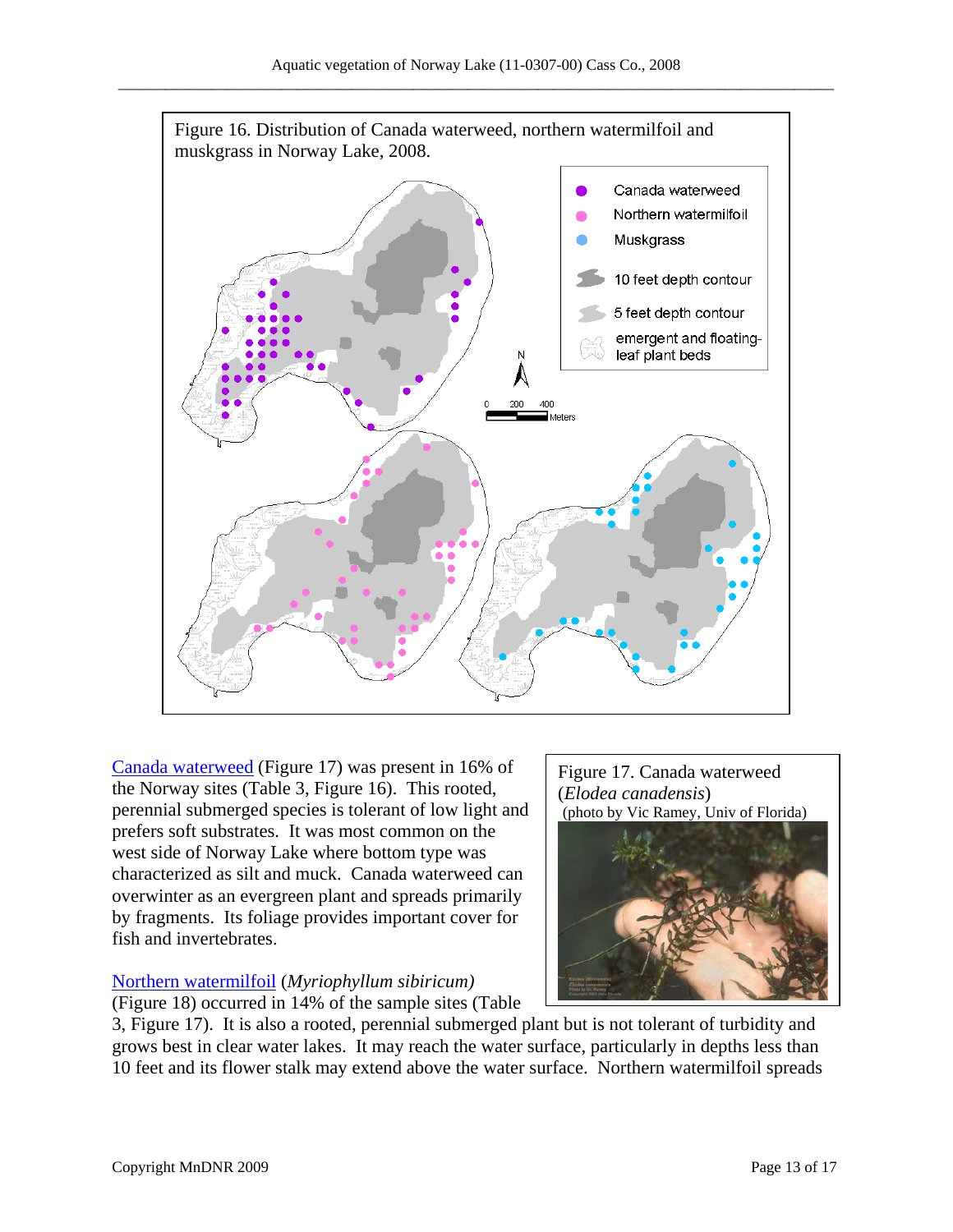Figure 16. Distribution of Canada waterweed, northern watermilfoil and muskgrass in Norway Lake, 2008.

Canada waterweed
Northern watermilfoil
Muskgrass
10 feet depth contour
5 feet depth contour
emergent and floating-leaf plant beds

0 200 400 Meters

[Canada waterweed](#) (Figure 17) was present in 16% of the Norway sites (Table 3, Figure 16). This rooted, perennial submerged species is tolerant of low light and prefers soft substrates. It was most common on the west side of Norway Lake where bottom type was characterized as silt and muck. Canada waterweed can overwinter as an evergreen plant and spreads primarily by fragments. Its foliage provides important cover for fish and invertebrates.

Figure 17. Canada waterweed (*Elodea canadensis*)
(photo by Vic Ramey, Univ of Florida)

[Northern watermilfoil](#) (*Myriophyllum sibiricum)* (Figure 18) occurred in 14% of the sample sites (Table 3, Figure 17). It is also a rooted, perennial submerged plant but is not tolerant of turbidity and grows best in clear water lakes. It may reach the water surface, particularly in depths less than 10 feet and its flower stalk may extend above the water surface. Northern watermilfoil spreads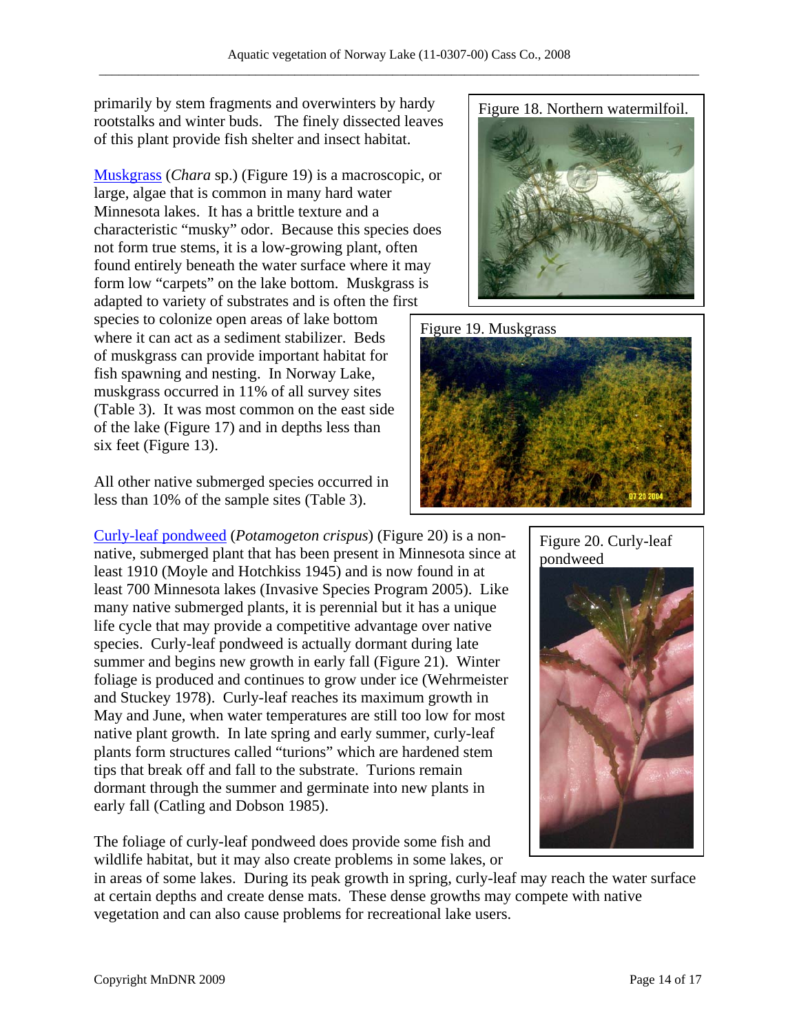primarily by stem fragments and overwinters by hardy rootstalks and winter buds. The finely dissected leaves of this plant provide fish shelter and insect habitat.

Figure 18. Northern watermilfoil.

Muskgrass (*Chara* sp.) (Figure 19) is a macroscopic, or large, algae that is common in many hard water Minnesota lakes. It has a brittle texture and a characteristic "musky" odor. Because this species does not form true stems, it is a low-growing plant, often found entirely beneath the water surface where it may form low "carpets" on the lake bottom. Muskgrass is adapted to variety of substrates and is often the first species to colonize open areas of lake bottom where it can act as a sediment stabilizer. Beds of muskgrass can provide important habitat for fish spawning and nesting. In Norway Lake, muskgrass occurred in 11% of all survey sites (Table 3). It was most common on the east side of the lake (Figure 17) and in depths less than six feet (Figure 13).

Figure 19. Muskgrass

All other native submerged species occurred in less than 10% of the sample sites (Table 3).

Curly-leaf pondweed (*Potamogeton crispus*) (Figure 20) is a non-native, submerged plant that has been present in Minnesota since at least 1910 (Moyle and Hotchkiss 1945) and is now found in at least 700 Minnesota lakes (Invasive Species Program 2005). Like many native submerged plants, it is perennial but it has a unique life cycle that may provide a competitive advantage over native species. Curly-leaf pondweed is actually dormant during late summer and begins new growth in early fall (Figure 21). Winter foliage is produced and continues to grow under ice (Wehrmeister and Stuckey 1978). Curly-leaf reaches its maximum growth in May and June, when water temperatures are still too low for most native plant growth. In late spring and early summer, curly-leaf plants form structures called "turions" which are hardened stem tips that break off and fall to the substrate. Turions remain dormant through the summer and germinate into new plants in early fall (Catling and Dobson 1985).

Figure 20. Curly-leaf pondweed

The foliage of curly-leaf pondweed does provide some fish and wildlife habitat, but it may also create problems in some lakes, or in areas of some lakes. During its peak growth in spring, curly-leaf may reach the water surface at certain depths and create dense mats. These dense growths may compete with native vegetation and can also cause problems for recreational lake users.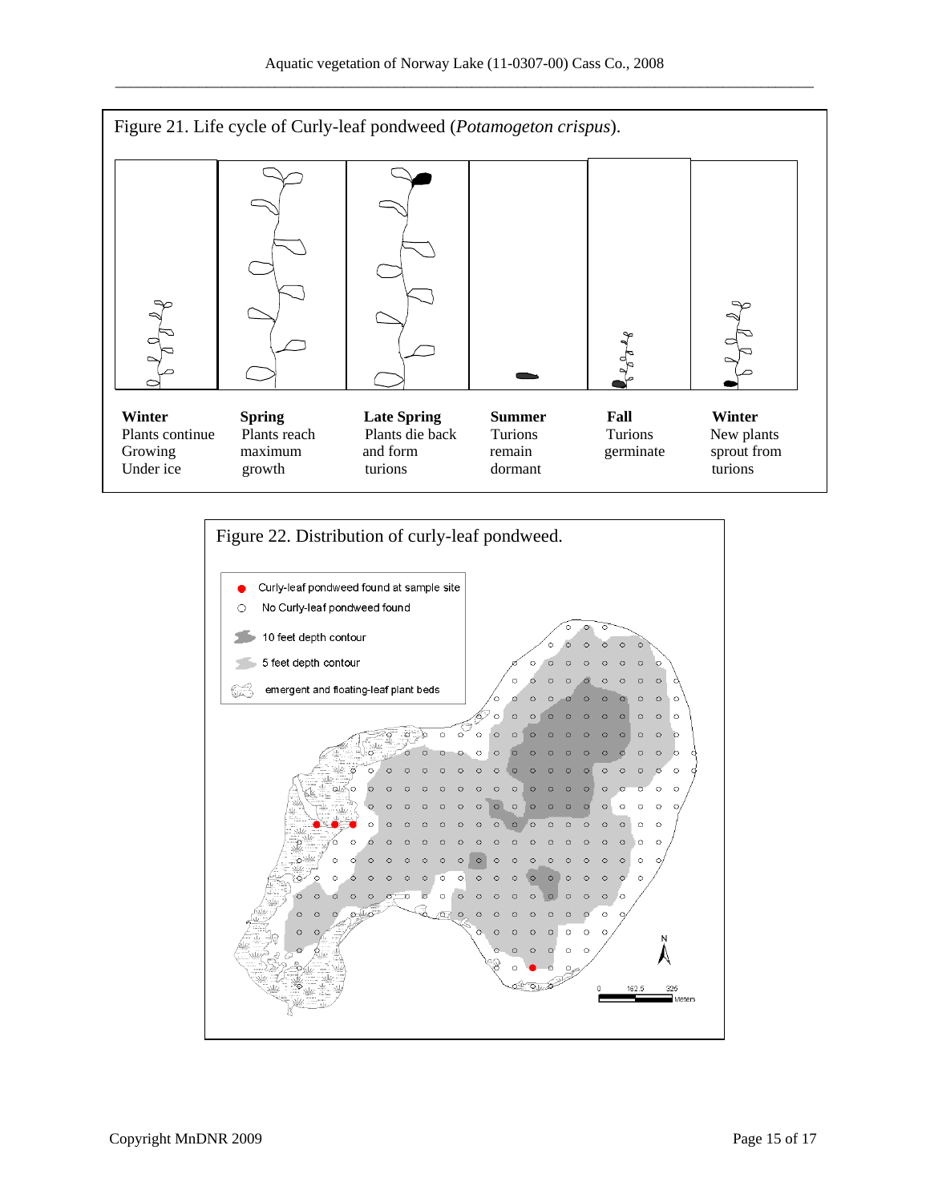Figure 21. Life cycle of Curly-leaf pondweed (*Potamogeton crispus*).

| **Winter** | **Spring** | **Late Spring** | **Summer** | **Fall** | **Winter** |
|---|---|---|---|---|---|
| Plants continue Growing Under ice | Plants reach maximum growth | Plants die back and form turions | Turions remain dormant | Turions germinate | New plants sprout from turions |

Figure 22. Distribution of curly-leaf pondweed.

- Curly-leaf pondweed found at sample site
- No Curly-leaf pondweed found
- 10 feet depth contour
- 5 feet depth contour
- emergent and floating-leaf plant beds

0 162.5 325 Meters

N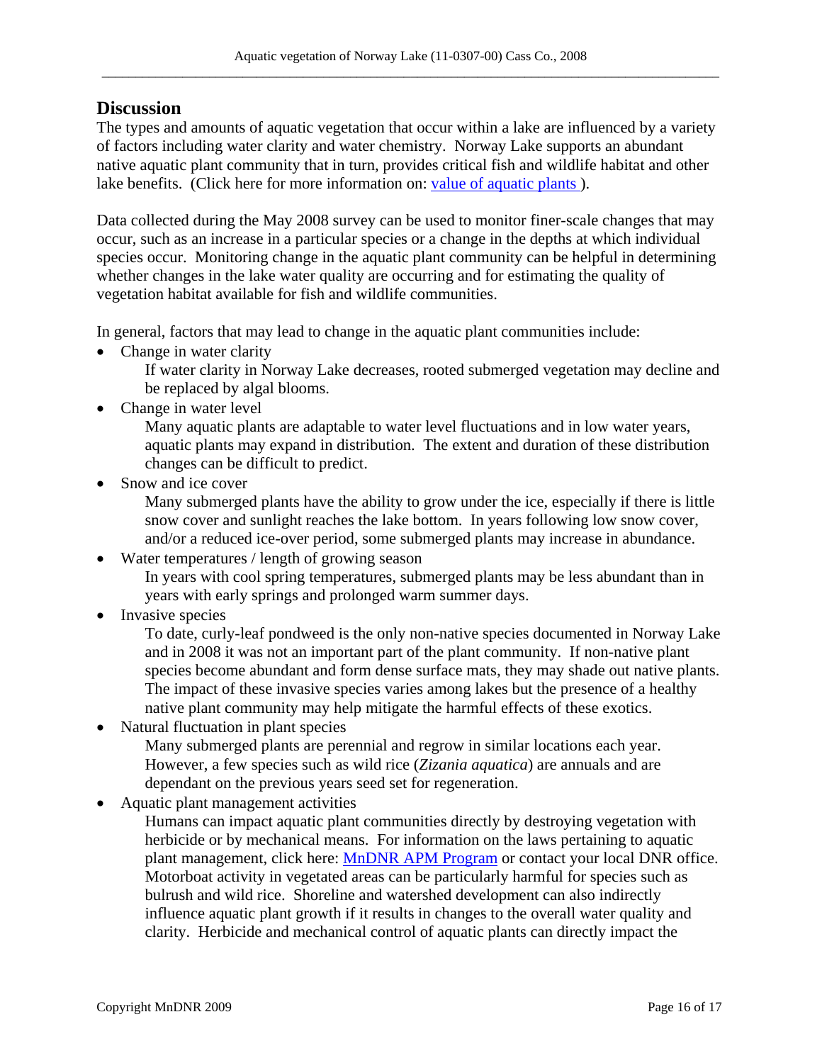## Discussion

The types and amounts of aquatic vegetation that occur within a lake are influenced by a variety of factors including water clarity and water chemistry. Norway Lake supports an abundant native aquatic plant community that in turn, provides critical fish and wildlife habitat and other lake benefits. (Click here for more information on: [value of aquatic plants](value of aquatic plants) ).

Data collected during the May 2008 survey can be used to monitor finer-scale changes that may occur, such as an increase in a particular species or a change in the depths at which individual species occur. Monitoring change in the aquatic plant community can be helpful in determining whether changes in the lake water quality are occurring and for estimating the quality of vegetation habitat available for fish and wildlife communities.

In general, factors that may lead to change in the aquatic plant communities include:

- Change in water clarity

  If water clarity in Norway Lake decreases, rooted submerged vegetation may decline and be replaced by algal blooms.

- Change in water level

  Many aquatic plants are adaptable to water level fluctuations and in low water years, aquatic plants may expand in distribution. The extent and duration of these distribution changes can be difficult to predict.

- Snow and ice cover

  Many submerged plants have the ability to grow under the ice, especially if there is little snow cover and sunlight reaches the lake bottom. In years following low snow cover, and/or a reduced ice-over period, some submerged plants may increase in abundance.

- Water temperatures / length of growing season

  In years with cool spring temperatures, submerged plants may be less abundant than in years with early springs and prolonged warm summer days.

- Invasive species

  To date, curly-leaf pondweed is the only non-native species documented in Norway Lake and in 2008 it was not an important part of the plant community. If non-native plant species become abundant and form dense surface mats, they may shade out native plants. The impact of these invasive species varies among lakes but the presence of a healthy native plant community may help mitigate the harmful effects of these exotics.

- Natural fluctuation in plant species

  Many submerged plants are perennial and regrow in similar locations each year. However, a few species such as wild rice (*Zizania aquatica*) are annuals and are dependant on the previous years seed set for regeneration.

- Aquatic plant management activities

  Humans can impact aquatic plant communities directly by destroying vegetation with herbicide or by mechanical means. For information on the laws pertaining to aquatic plant management, click here: [MnDNR APM Program](MnDNR APM Program) or contact your local DNR office. Motorboat activity in vegetated areas can be particularly harmful for species such as bulrush and wild rice. Shoreline and watershed development can also indirectly influence aquatic plant growth if it results in changes to the overall water quality and clarity. Herbicide and mechanical control of aquatic plants can directly impact the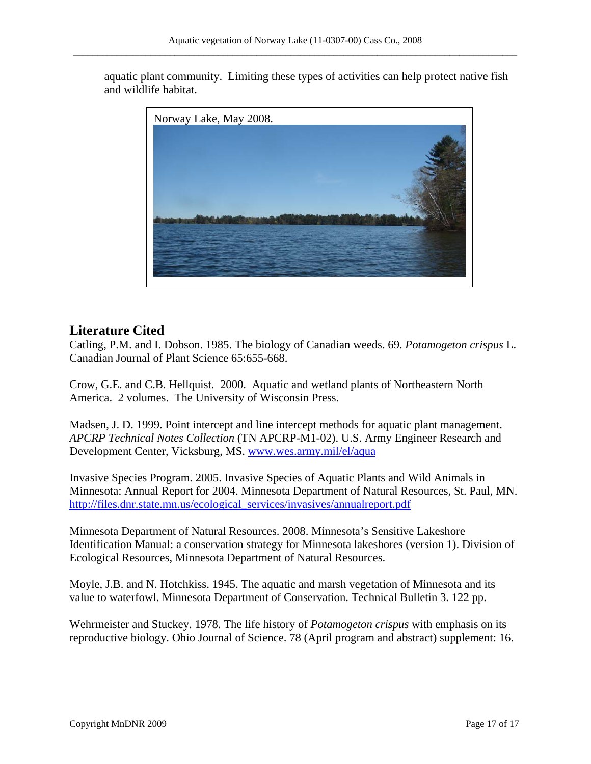aquatic plant community. Limiting these types of activities can help protect native fish and wildlife habitat.

Norway Lake, May 2008.

## Literature Cited

Catling, P.M. and I. Dobson. 1985. The biology of Canadian weeds. 69. *Potamogeton crispus* L. Canadian Journal of Plant Science 65:655-668.

Crow, G.E. and C.B. Hellquist. 2000. Aquatic and wetland plants of Northeastern North America. 2 volumes. The University of Wisconsin Press.

Madsen, J. D. 1999. Point intercept and line intercept methods for aquatic plant management. *APCRP Technical Notes Collection* (TN APCRP-M1-02). U.S. Army Engineer Research and Development Center, Vicksburg, MS. [www.wes.army.mil/el/aqua](www.wes.army.mil/el/aqua)

Invasive Species Program. 2005. Invasive Species of Aquatic Plants and Wild Animals in Minnesota: Annual Report for 2004. Minnesota Department of Natural Resources, St. Paul, MN. [http://files.dnr.state.mn.us/ecological_services/invasives/annualreport.pdf](http://files.dnr.state.mn.us/ecological_services/invasives/annualreport.pdf)

Minnesota Department of Natural Resources. 2008. Minnesota's Sensitive Lakeshore Identification Manual: a conservation strategy for Minnesota lakeshores (version 1). Division of Ecological Resources, Minnesota Department of Natural Resources.

Moyle, J.B. and N. Hotchkiss. 1945. The aquatic and marsh vegetation of Minnesota and its value to waterfowl. Minnesota Department of Conservation. Technical Bulletin 3. 122 pp.

Wehrmeister and Stuckey. 1978. The life history of *Potamogeton crispus* with emphasis on its reproductive biology. Ohio Journal of Science. 78 (April program and abstract) supplement: 16.